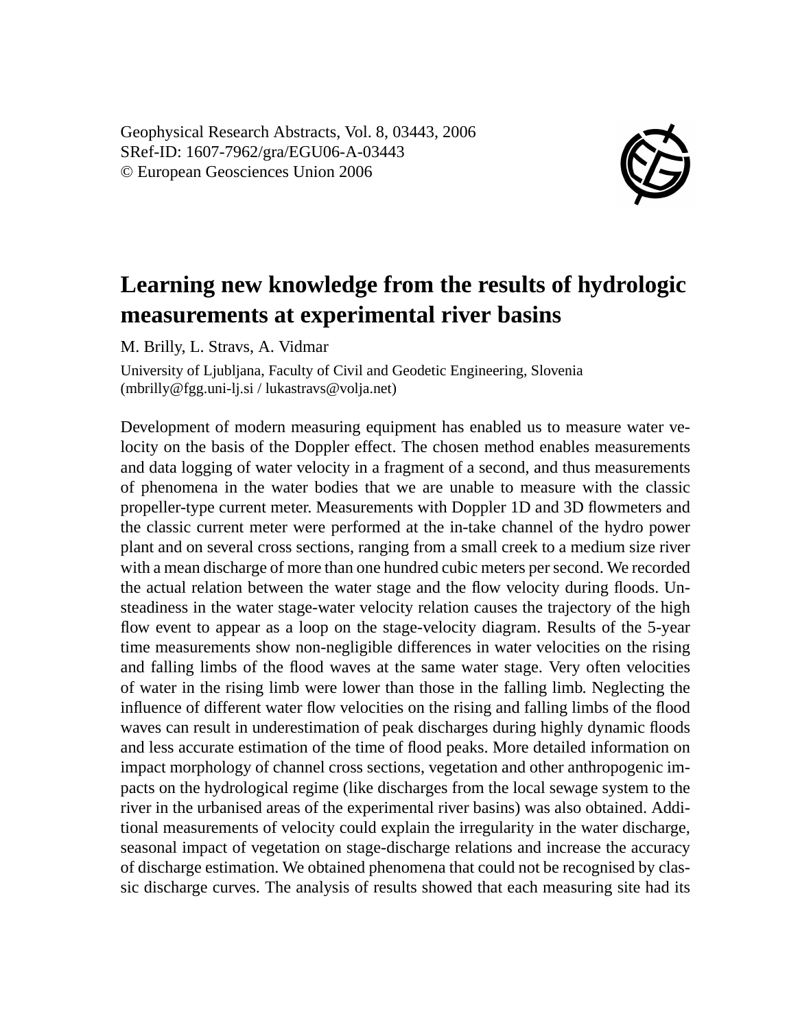Geophysical Research Abstracts, Vol. 8, 03443, 2006
SRef-ID: 1607-7962/gra/EGU06-A-03443
© European Geosciences Union 2006

# Learning new knowledge from the results of hydrologic measurements at experimental river basins

M. Brilly, L. Stravs, A. Vidmar

University of Ljubljana, Faculty of Civil and Geodetic Engineering, Slovenia
(mbrilly@fgg.uni-lj.si / lukastravs@volja.net)

Development of modern measuring equipment has enabled us to measure water velocity on the basis of the Doppler effect. The chosen method enables measurements and data logging of water velocity in a fragment of a second, and thus measurements of phenomena in the water bodies that we are unable to measure with the classic propeller-type current meter. Measurements with Doppler 1D and 3D flowmeters and the classic current meter were performed at the in-take channel of the hydro power plant and on several cross sections, ranging from a small creek to a medium size river with a mean discharge of more than one hundred cubic meters per second. We recorded the actual relation between the water stage and the flow velocity during floods. Unsteadiness in the water stage-water velocity relation causes the trajectory of the high flow event to appear as a loop on the stage-velocity diagram. Results of the 5-year time measurements show non-negligible differences in water velocities on the rising and falling limbs of the flood waves at the same water stage. Very often velocities of water in the rising limb were lower than those in the falling limb. Neglecting the influence of different water flow velocities on the rising and falling limbs of the flood waves can result in underestimation of peak discharges during highly dynamic floods and less accurate estimation of the time of flood peaks. More detailed information on impact morphology of channel cross sections, vegetation and other anthropogenic impacts on the hydrological regime (like discharges from the local sewage system to the river in the urbanised areas of the experimental river basins) was also obtained. Additional measurements of velocity could explain the irregularity in the water discharge, seasonal impact of vegetation on stage-discharge relations and increase the accuracy of discharge estimation. We obtained phenomena that could not be recognised by classic discharge curves. The analysis of results showed that each measuring site had its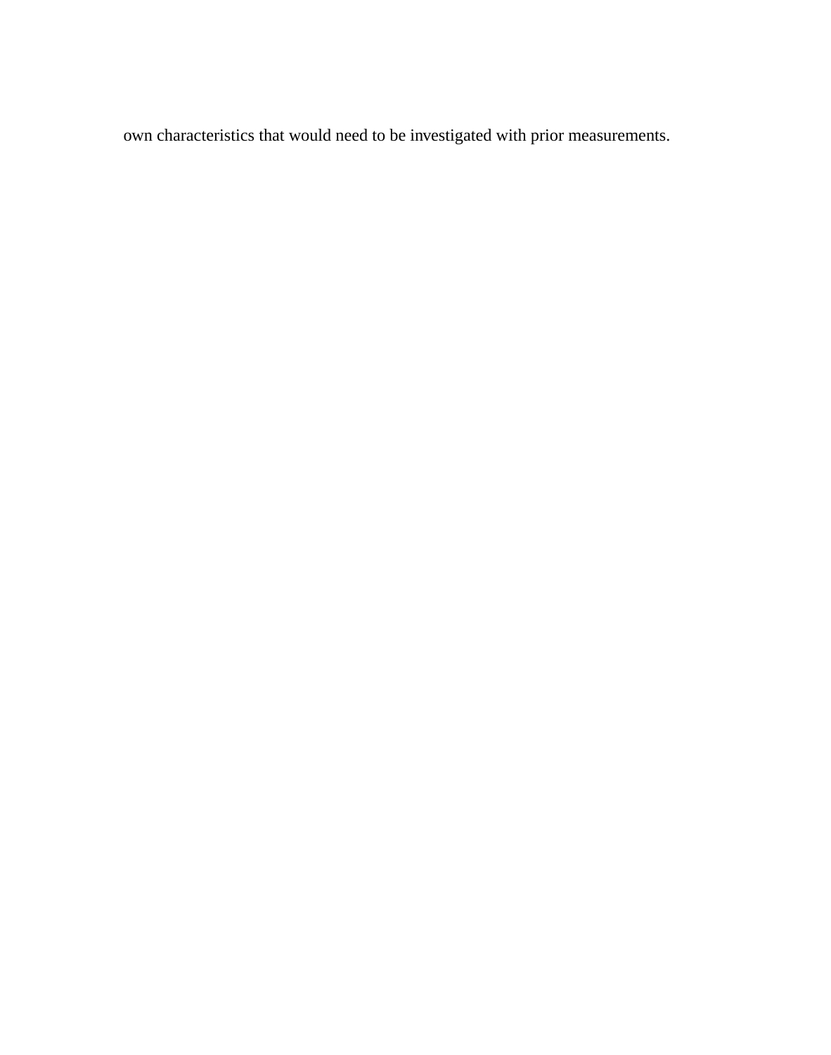own characteristics that would need to be investigated with prior measurements.